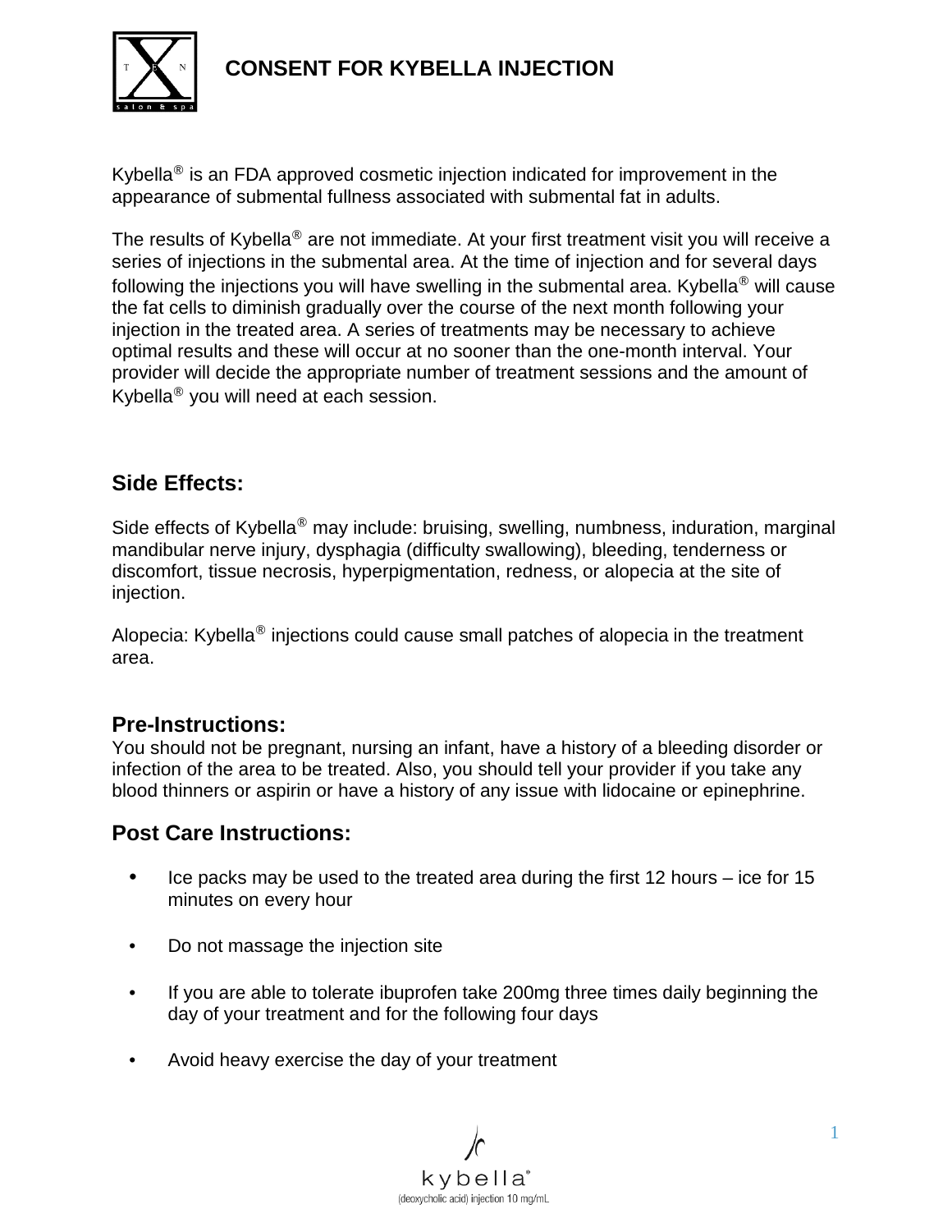# CONSENT FOR KYBELLA INJECTION

Kybella® is an FDA approved cosmetic injection indicated for improvement in the appearance of submental fullness associated with submental fat in adults.

The results of Kybella® are not immediate. At your first treatment visit you will receive a series of injections in the submental area. At the time of injection and for several days following the injections you will have swelling in the submental area. Kybella® will cause the fat cells to diminish gradually over the course of the next month following your injection in the treated area. A series of treatments may be necessary to achieve optimal results and these will occur at no sooner than the one-month interval. Your provider will decide the appropriate number of treatment sessions and the amount of Kybella® you will need at each session.

## Side Effects:

Side effects of Kybella® may include: bruising, swelling, numbness, induration, marginal mandibular nerve injury, dysphagia (difficulty swallowing), bleeding, tenderness or discomfort, tissue necrosis, hyperpigmentation, redness, or alopecia at the site of injection.

Alopecia: Kybella® injections could cause small patches of alopecia in the treatment area.

## Pre-Instructions:

You should not be pregnant, nursing an infant, have a history of a bleeding disorder or infection of the area to be treated. Also, you should tell your provider if you take any blood thinners or aspirin or have a history of any issue with lidocaine or epinephrine.

## Post Care Instructions:

- Ice packs may be used to the treated area during the first 12 hours – ice for 15 minutes on every hour
- Do not massage the injection site
- If you are able to tolerate ibuprofen take 200mg three times daily beginning the day of your treatment and for the following four days
- Avoid heavy exercise the day of your treatment

kybella®
(deoxycholic acid) injection 10 mg/mL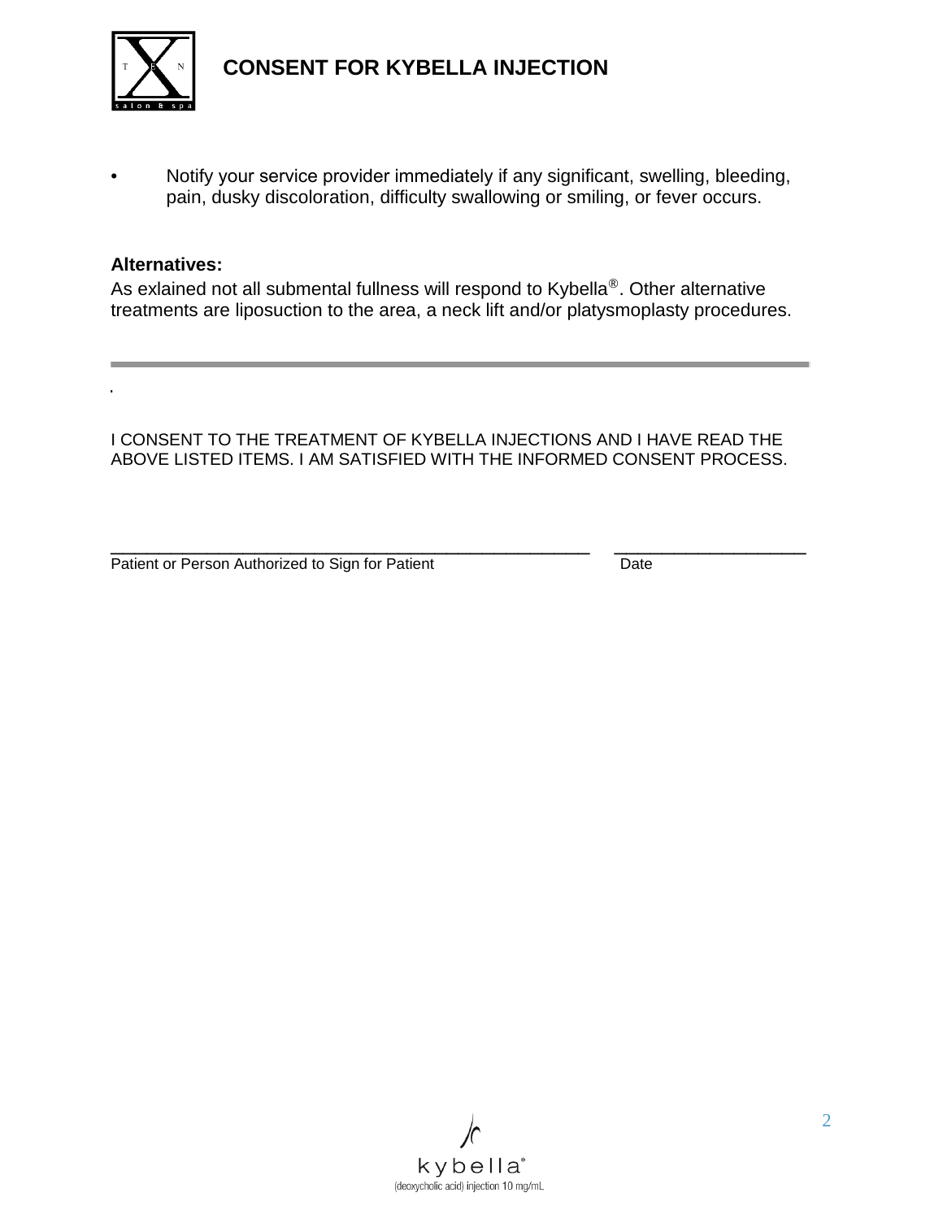# CONSENT FOR KYBELLA INJECTION

- Notify your service provider immediately if any significant, swelling, bleeding, pain, dusky discoloration, difficulty swallowing or smiling, or fever occurs.

**Alternatives:**

As exlained not all submental fullness will respond to Kybella®. Other alternative treatments are liposuction to the area, a neck lift and/or platysmoplasty procedures.

---

I CONSENT TO THE TREATMENT OF KYBELLA INJECTIONS AND I HAVE READ THE ABOVE LISTED ITEMS. I AM SATISFIED WITH THE INFORMED CONSENT PROCESS.

_______________________________________________ &nbsp;&nbsp;&nbsp; ____________________

Patient or Person Authorized to Sign for Patient &nbsp;&nbsp;&nbsp; Date

kybella®

(deoxycholic acid) injection 10 mg/mL